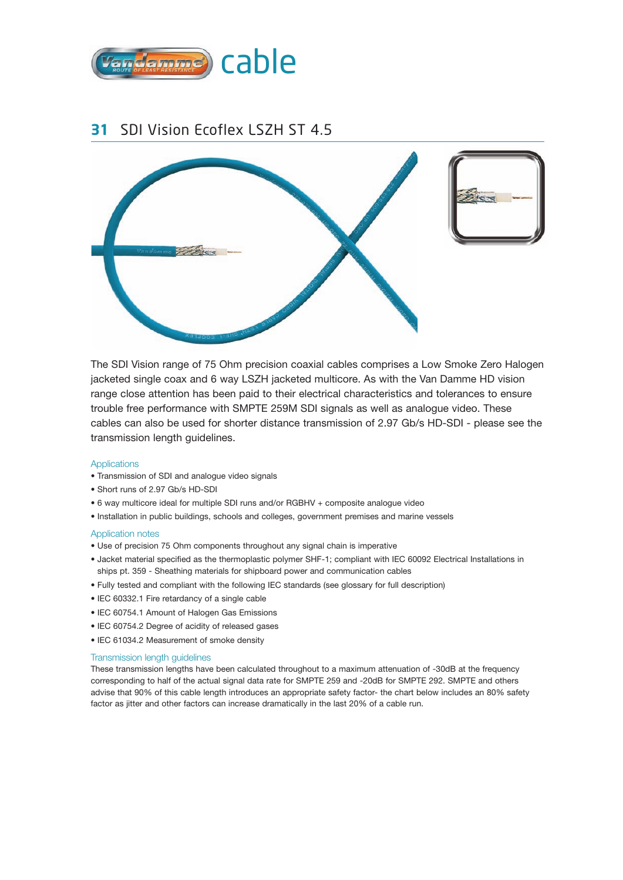Vandamme cable

## 31 SDI Vision Ecoflex LSZH ST 4.5

The SDI Vision range of 75 Ohm precision coaxial cables comprises a Low Smoke Zero Halogen jacketed single coax and 6 way LSZH jacketed multicore. As with the Van Damme HD vision range close attention has been paid to their electrical characteristics and tolerances to ensure trouble free performance with SMPTE 259M SDI signals as well as analogue video. These cables can also be used for shorter distance transmission of 2.97 Gb/s HD-SDI - please see the transmission length guidelines.

### Applications

- Transmission of SDI and analogue video signals
- Short runs of 2.97 Gb/s HD-SDI
- 6 way multicore ideal for multiple SDI runs and/or RGBHV + composite analogue video
- Installation in public buildings, schools and colleges, government premises and marine vessels

### Application notes

- Use of precision 75 Ohm components throughout any signal chain is imperative
- Jacket material specified as the thermoplastic polymer SHF-1; compliant with IEC 60092 Electrical Installations in ships pt. 359 - Sheathing materials for shipboard power and communication cables
- Fully tested and compliant with the following IEC standards (see glossary for full description)
- IEC 60332.1 Fire retardancy of a single cable
- IEC 60754.1 Amount of Halogen Gas Emissions
- IEC 60754.2 Degree of acidity of released gases
- IEC 61034.2 Measurement of smoke density

### Transmission length guidelines

These transmission lengths have been calculated throughout to a maximum attenuation of -30dB at the frequency corresponding to half of the actual signal data rate for SMPTE 259 and -20dB for SMPTE 292. SMPTE and others advise that 90% of this cable length introduces an appropriate safety factor- the chart below includes an 80% safety factor as jitter and other factors can increase dramatically in the last 20% of a cable run.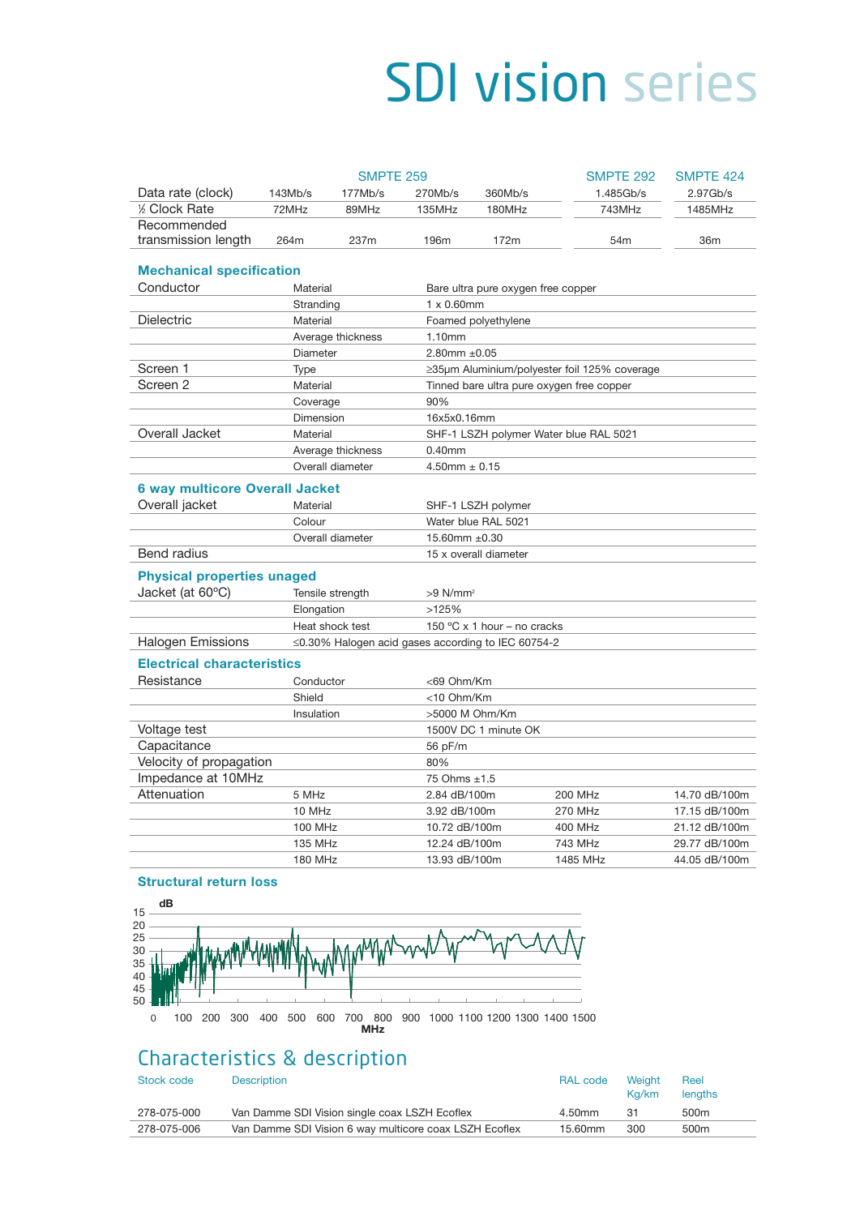# SDI vision series

| | SMPTE 259 | | | | SMPTE 292 | SMPTE 424 |
|---|---|---|---|---|---|---|
| Data rate (clock) | 143Mb/s | 177Mb/s | 270Mb/s | 360Mb/s | 1.485Gb/s | 2.97Gb/s |
| ½ Clock Rate | 72MHz | 89MHz | 135MHz | 180MHz | 743MHz | 1485MHz |
| Recommended transmission length | 264m | 237m | 196m | 172m | 54m | 36m |

### Mechanical specification

| | | |
|---|---|---|
| Conductor | Material | Bare ultra pure oxygen free copper |
| | Stranding | 1 x 0.60mm |
| Dielectric | Material | Foamed polyethylene |
| | Average thickness | 1.10mm |
| | Diameter | 2.80mm ±0.05 |
| Screen 1 | Type | ≥35µm Aluminium/polyester foil 125% coverage |
| Screen 2 | Material | Tinned bare ultra pure oxygen free copper |
| | Coverage | 90% |
| | Dimension | 16x5x0.16mm |
| Overall Jacket | Material | SHF-1 LSZH polymer Water blue RAL 5021 |
| | Average thickness | 0.40mm |
| | Overall diameter | 4.50mm ± 0.15 |

### 6 way multicore Overall Jacket

| | | |
|---|---|---|
| Overall jacket | Material | SHF-1 LSZH polymer |
| | Colour | Water blue RAL 5021 |
| | Overall diameter | 15.60mm ±0.30 |
| Bend radius | | 15 x overall diameter |

### Physical properties unaged

| | | |
|---|---|---|
| Jacket (at 60°C) | Tensile strength | >9 N/mm² |
| | Elongation | >125% |
| | Heat shock test | 150 °C x 1 hour – no cracks |
| Halogen Emissions | ≤0.30% Halogen acid gases according to IEC 60754-2 | |

### Electrical characteristics

| | | | | |
|---|---|---|---|---|
| Resistance | Conductor | <69 Ohm/Km | | |
| | Shield | <10 Ohm/Km | | |
| | Insulation | >5000 M Ohm/Km | | |
| Voltage test | | 1500V DC 1 minute OK | | |
| Capacitance | | 56 pF/m | | |
| Velocity of propagation | | 80% | | |
| Impedance at 10MHz | | 75 Ohms ±1.5 | | |
| Attenuation | 5 MHz | 2.84 dB/100m | 200 MHz | 14.70 dB/100m |
| | 10 MHz | 3.92 dB/100m | 270 MHz | 17.15 dB/100m |
| | 100 MHz | 10.72 dB/100m | 400 MHz | 21.12 dB/100m |
| | 135 MHz | 12.24 dB/100m | 743 MHz | 29.77 dB/100m |
| | 180 MHz | 13.93 dB/100m | 1485 MHz | 44.05 dB/100m |

### Structural return loss

dB
15
20
25
30
35
40
45
50
0 100 200 300 400 500 600 700 800 900 1000 1100 1200 1300 1400 1500
MHz

## Characteristics & description

| Stock code | Description | RAL code | Weight Kg/km | Reel lengths |
|---|---|---|---|---|
| 278-075-000 | Van Damme SDI Vision single coax LSZH Ecoflex | 4.50mm | 31 | 500m |
| 278-075-006 | Van Damme SDI Vision 6 way multicore coax LSZH Ecoflex | 15.60mm | 300 | 500m |